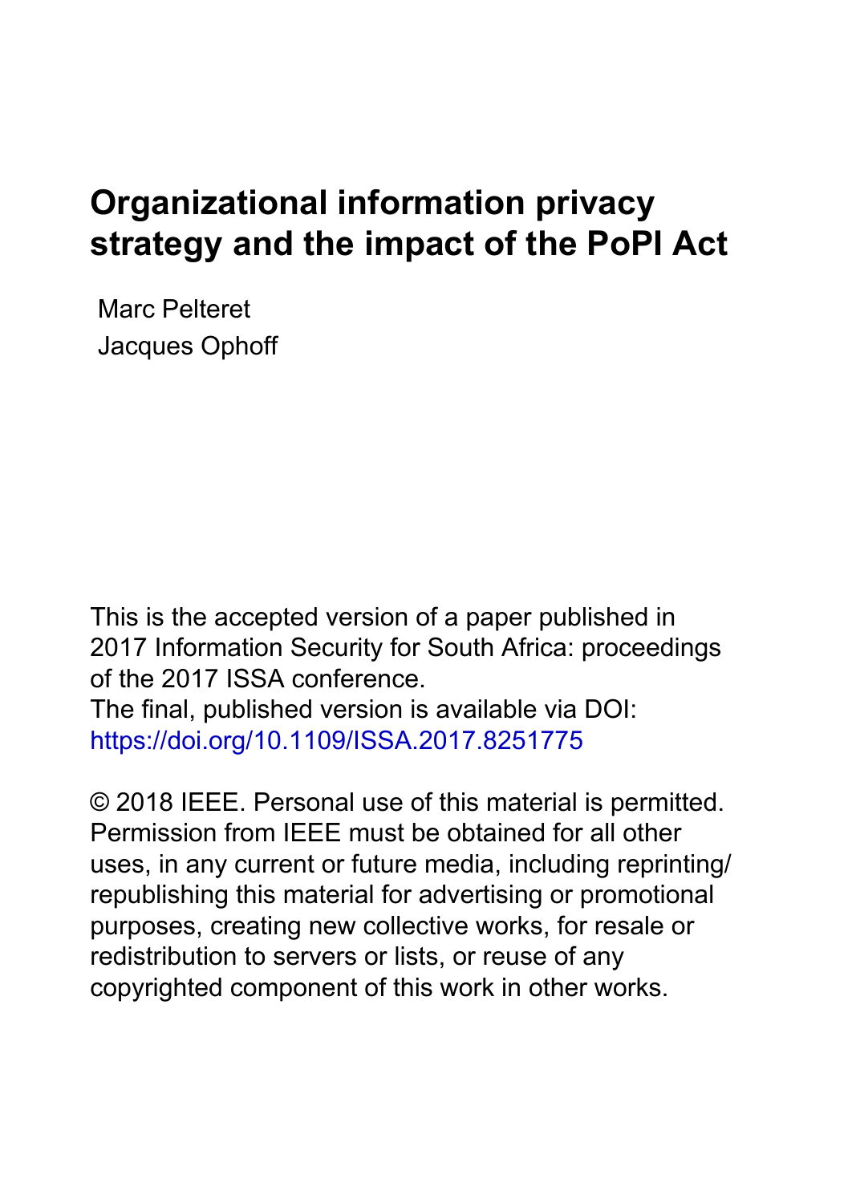# Organizational information privacy strategy and the impact of the PoPI Act

Marc Pelteret
Jacques Ophoff

This is the accepted version of a paper published in 2017 Information Security for South Africa: proceedings of the 2017 ISSA conference.
The final, published version is available via DOI: https://doi.org/10.1109/ISSA.2017.8251775

© 2018 IEEE. Personal use of this material is permitted. Permission from IEEE must be obtained for all other uses, in any current or future media, including reprinting/republishing this material for advertising or promotional purposes, creating new collective works, for resale or redistribution to servers or lists, or reuse of any copyrighted component of this work in other works.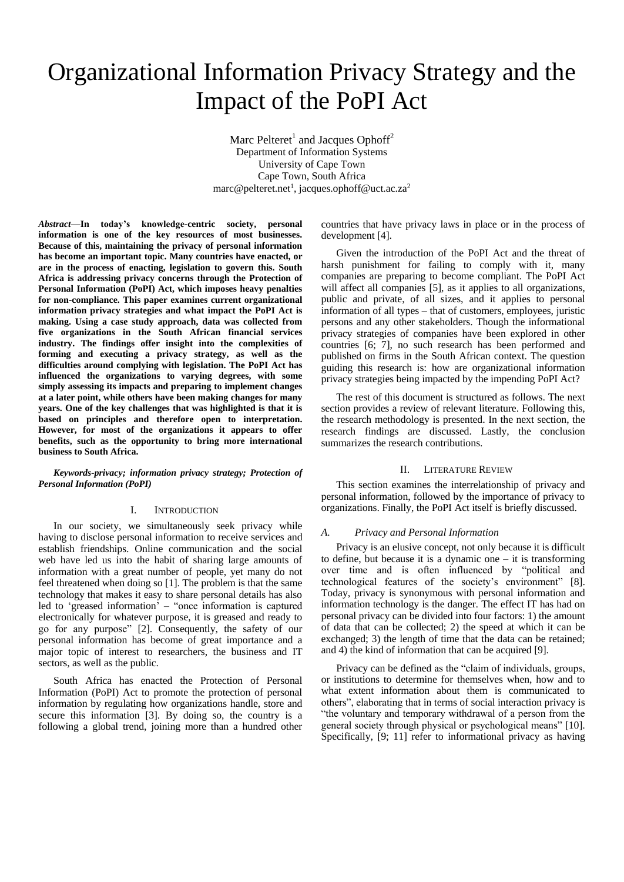# Organizational Information Privacy Strategy and the Impact of the PoPI Act

Marc Pelteret[1] and Jacques Ophoff[2]
Department of Information Systems
University of Cape Town
Cape Town, South Africa
marc@pelteret.net[1], jacques.ophoff@uct.ac.za[2]

***Abstract*—In today's knowledge-centric society, personal information is one of the key resources of most businesses. Because of this, maintaining the privacy of personal information has become an important topic. Many countries have enacted, or are in the process of enacting, legislation to govern this. South Africa is addressing privacy concerns through the Protection of Personal Information (PoPI) Act, which imposes heavy penalties for non-compliance. This paper examines current organizational information privacy strategies and what impact the PoPI Act is making. Using a case study approach, data was collected from five organizations in the South African financial services industry. The findings offer insight into the complexities of forming and executing a privacy strategy, as well as the difficulties around complying with legislation. The PoPI Act has influenced the organizations to varying degrees, with some simply assessing its impacts and preparing to implement changes at a later point, while others have been making changes for many years. One of the key challenges that was highlighted is that it is based on principles and therefore open to interpretation. However, for most of the organizations it appears to offer benefits, such as the opportunity to bring more international business to South Africa.**

***Keywords-privacy; information privacy strategy; Protection of Personal Information (PoPI)***

## I. Introduction

In our society, we simultaneously seek privacy while having to disclose personal information to receive services and establish friendships. Online communication and the social web have led us into the habit of sharing large amounts of information with a great number of people, yet many do not feel threatened when doing so [1]. The problem is that the same technology that makes it easy to share personal details has also led to 'greased information' – "once information is captured electronically for whatever purpose, it is greased and ready to go for any purpose" [2]. Consequently, the safety of our personal information has become of great importance and a major topic of interest to researchers, the business and IT sectors, as well as the public.

South Africa has enacted the Protection of Personal Information (PoPI) Act to promote the protection of personal information by regulating how organizations handle, store and secure this information [3]. By doing so, the country is a following a global trend, joining more than a hundred other countries that have privacy laws in place or in the process of development [4].

Given the introduction of the PoPI Act and the threat of harsh punishment for failing to comply with it, many companies are preparing to become compliant. The PoPI Act will affect all companies [5], as it applies to all organizations, public and private, of all sizes, and it applies to personal information of all types – that of customers, employees, juristic persons and any other stakeholders. Though the informational privacy strategies of companies have been explored in other countries [6; 7], no such research has been performed and published on firms in the South African context. The question guiding this research is: how are organizational information privacy strategies being impacted by the impending PoPI Act?

The rest of this document is structured as follows. The next section provides a review of relevant literature. Following this, the research methodology is presented. In the next section, the research findings are discussed. Lastly, the conclusion summarizes the research contributions.

## II. Literature Review

This section examines the interrelationship of privacy and personal information, followed by the importance of privacy to organizations. Finally, the PoPI Act itself is briefly discussed.

### *A. Privacy and Personal Information*

Privacy is an elusive concept, not only because it is difficult to define, but because it is a dynamic one – it is transforming over time and is often influenced by "political and technological features of the society's environment" [8]. Today, privacy is synonymous with personal information and information technology is the danger. The effect IT has had on personal privacy can be divided into four factors: 1) the amount of data that can be collected; 2) the speed at which it can be exchanged; 3) the length of time that the data can be retained; and 4) the kind of information that can be acquired [9].

Privacy can be defined as the "claim of individuals, groups, or institutions to determine for themselves when, how and to what extent information about them is communicated to others", elaborating that in terms of social interaction privacy is "the voluntary and temporary withdrawal of a person from the general society through physical or psychological means" [10]. Specifically, [9; 11] refer to informational privacy as having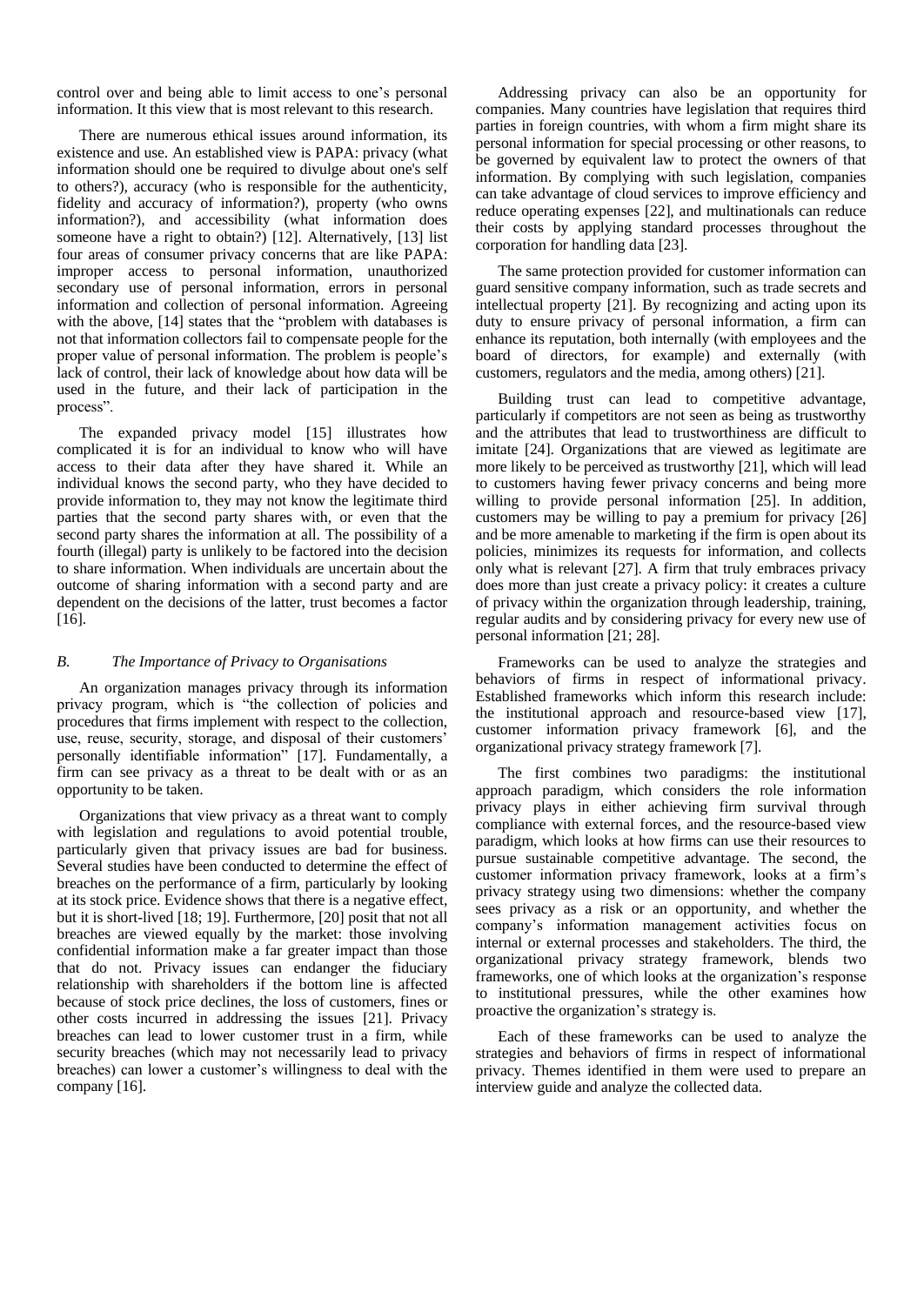control over and being able to limit access to one's personal information. It this view that is most relevant to this research.

There are numerous ethical issues around information, its existence and use. An established view is PAPA: privacy (what information should one be required to divulge about one's self to others?), accuracy (who is responsible for the authenticity, fidelity and accuracy of information?), property (who owns information?), and accessibility (what information does someone have a right to obtain?) [12]. Alternatively, [13] list four areas of consumer privacy concerns that are like PAPA: improper access to personal information, unauthorized secondary use of personal information, errors in personal information and collection of personal information. Agreeing with the above, [14] states that the "problem with databases is not that information collectors fail to compensate people for the proper value of personal information. The problem is people's lack of control, their lack of knowledge about how data will be used in the future, and their lack of participation in the process".

The expanded privacy model [15] illustrates how complicated it is for an individual to know who will have access to their data after they have shared it. While an individual knows the second party, who they have decided to provide information to, they may not know the legitimate third parties that the second party shares with, or even that the second party shares the information at all. The possibility of a fourth (illegal) party is unlikely to be factored into the decision to share information. When individuals are uncertain about the outcome of sharing information with a second party and are dependent on the decisions of the latter, trust becomes a factor [16].

### B. The Importance of Privacy to Organisations

An organization manages privacy through its information privacy program, which is "the collection of policies and procedures that firms implement with respect to the collection, use, reuse, security, storage, and disposal of their customers' personally identifiable information" [17]. Fundamentally, a firm can see privacy as a threat to be dealt with or as an opportunity to be taken.

Organizations that view privacy as a threat want to comply with legislation and regulations to avoid potential trouble, particularly given that privacy issues are bad for business. Several studies have been conducted to determine the effect of breaches on the performance of a firm, particularly by looking at its stock price. Evidence shows that there is a negative effect, but it is short-lived [18; 19]. Furthermore, [20] posit that not all breaches are viewed equally by the market: those involving confidential information make a far greater impact than those that do not. Privacy issues can endanger the fiduciary relationship with shareholders if the bottom line is affected because of stock price declines, the loss of customers, fines or other costs incurred in addressing the issues [21]. Privacy breaches can lead to lower customer trust in a firm, while security breaches (which may not necessarily lead to privacy breaches) can lower a customer's willingness to deal with the company [16].

Addressing privacy can also be an opportunity for companies. Many countries have legislation that requires third parties in foreign countries, with whom a firm might share its personal information for special processing or other reasons, to be governed by equivalent law to protect the owners of that information. By complying with such legislation, companies can take advantage of cloud services to improve efficiency and reduce operating expenses [22], and multinationals can reduce their costs by applying standard processes throughout the corporation for handling data [23].

The same protection provided for customer information can guard sensitive company information, such as trade secrets and intellectual property [21]. By recognizing and acting upon its duty to ensure privacy of personal information, a firm can enhance its reputation, both internally (with employees and the board of directors, for example) and externally (with customers, regulators and the media, among others) [21].

Building trust can lead to competitive advantage, particularly if competitors are not seen as being as trustworthy and the attributes that lead to trustworthiness are difficult to imitate [24]. Organizations that are viewed as legitimate are more likely to be perceived as trustworthy [21], which will lead to customers having fewer privacy concerns and being more willing to provide personal information [25]. In addition, customers may be willing to pay a premium for privacy [26] and be more amenable to marketing if the firm is open about its policies, minimizes its requests for information, and collects only what is relevant [27]. A firm that truly embraces privacy does more than just create a privacy policy: it creates a culture of privacy within the organization through leadership, training, regular audits and by considering privacy for every new use of personal information [21; 28].

Frameworks can be used to analyze the strategies and behaviors of firms in respect of informational privacy. Established frameworks which inform this research include: the institutional approach and resource-based view [17], customer information privacy framework [6], and the organizational privacy strategy framework [7].

The first combines two paradigms: the institutional approach paradigm, which considers the role information privacy plays in either achieving firm survival through compliance with external forces, and the resource-based view paradigm, which looks at how firms can use their resources to pursue sustainable competitive advantage. The second, the customer information privacy framework, looks at a firm's privacy strategy using two dimensions: whether the company sees privacy as a risk or an opportunity, and whether the company's information management activities focus on internal or external processes and stakeholders. The third, the organizational privacy strategy framework, blends two frameworks, one of which looks at the organization's response to institutional pressures, while the other examines how proactive the organization's strategy is.

Each of these frameworks can be used to analyze the strategies and behaviors of firms in respect of informational privacy. Themes identified in them were used to prepare an interview guide and analyze the collected data.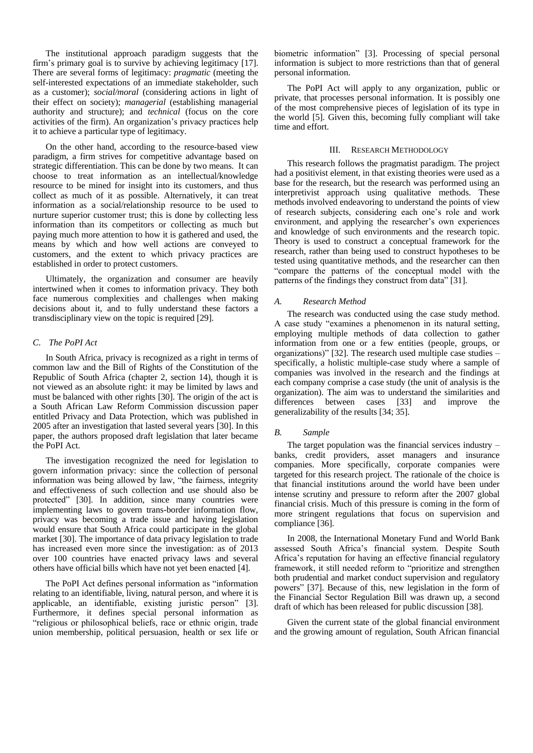The institutional approach paradigm suggests that the firm's primary goal is to survive by achieving legitimacy [17]. There are several forms of legitimacy: *pragmatic* (meeting the self-interested expectations of an immediate stakeholder, such as a customer); *social/moral* (considering actions in light of their effect on society); *managerial* (establishing managerial authority and structure); and *technical* (focus on the core activities of the firm). An organization's privacy practices help it to achieve a particular type of legitimacy.

On the other hand, according to the resource-based view paradigm, a firm strives for competitive advantage based on strategic differentiation. This can be done by two means. It can choose to treat information as an intellectual/knowledge resource to be mined for insight into its customers, and thus collect as much of it as possible. Alternatively, it can treat information as a social/relationship resource to be used to nurture superior customer trust; this is done by collecting less information than its competitors or collecting as much but paying much more attention to how it is gathered and used, the means by which and how well actions are conveyed to customers, and the extent to which privacy practices are established in order to protect customers.

Ultimately, the organization and consumer are heavily intertwined when it comes to information privacy. They both face numerous complexities and challenges when making decisions about it, and to fully understand these factors a transdisciplinary view on the topic is required [29].

### C. The PoPI Act

In South Africa, privacy is recognized as a right in terms of common law and the Bill of Rights of the Constitution of the Republic of South Africa (chapter 2, section 14), though it is not viewed as an absolute right: it may be limited by laws and must be balanced with other rights [30]. The origin of the act is a South African Law Reform Commission discussion paper entitled Privacy and Data Protection, which was published in 2005 after an investigation that lasted several years [30]. In this paper, the authors proposed draft legislation that later became the PoPI Act.

The investigation recognized the need for legislation to govern information privacy: since the collection of personal information was being allowed by law, "the fairness, integrity and effectiveness of such collection and use should also be protected" [30]. In addition, since many countries were implementing laws to govern trans-border information flow, privacy was becoming a trade issue and having legislation would ensure that South Africa could participate in the global market [30]. The importance of data privacy legislation to trade has increased even more since the investigation: as of 2013 over 100 countries have enacted privacy laws and several others have official bills which have not yet been enacted [4].

The PoPI Act defines personal information as "information relating to an identifiable, living, natural person, and where it is applicable, an identifiable, existing juristic person" [3]. Furthermore, it defines special personal information as "religious or philosophical beliefs, race or ethnic origin, trade union membership, political persuasion, health or sex life or biometric information" [3]. Processing of special personal information is subject to more restrictions than that of general personal information.

The PoPI Act will apply to any organization, public or private, that processes personal information. It is possibly one of the most comprehensive pieces of legislation of its type in the world [5]. Given this, becoming fully compliant will take time and effort.

## III. Research Methodology

This research follows the pragmatist paradigm. The project had a positivist element, in that existing theories were used as a base for the research, but the research was performed using an interpretivist approach using qualitative methods. These methods involved endeavoring to understand the points of view of research subjects, considering each one's role and work environment, and applying the researcher's own experiences and knowledge of such environments and the research topic. Theory is used to construct a conceptual framework for the research, rather than being used to construct hypotheses to be tested using quantitative methods, and the researcher can then "compare the patterns of the conceptual model with the patterns of the findings they construct from data" [31].

### A. Research Method

The research was conducted using the case study method. A case study "examines a phenomenon in its natural setting, employing multiple methods of data collection to gather information from one or a few entities (people, groups, or organizations)" [32]. The research used multiple case studies – specifically, a holistic multiple-case study where a sample of companies was involved in the research and the findings at each company comprise a case study (the unit of analysis is the organization). The aim was to understand the similarities and differences between cases [33] and improve the generalizability of the results [34; 35].

### B. Sample

The target population was the financial services industry – banks, credit providers, asset managers and insurance companies. More specifically, corporate companies were targeted for this research project. The rationale of the choice is that financial institutions around the world have been under intense scrutiny and pressure to reform after the 2007 global financial crisis. Much of this pressure is coming in the form of more stringent regulations that focus on supervision and compliance [36].

In 2008, the International Monetary Fund and World Bank assessed South Africa's financial system. Despite South Africa's reputation for having an effective financial regulatory framework, it still needed reform to "prioritize and strengthen both prudential and market conduct supervision and regulatory powers" [37]. Because of this, new legislation in the form of the Financial Sector Regulation Bill was drawn up, a second draft of which has been released for public discussion [38].

Given the current state of the global financial environment and the growing amount of regulation, South African financial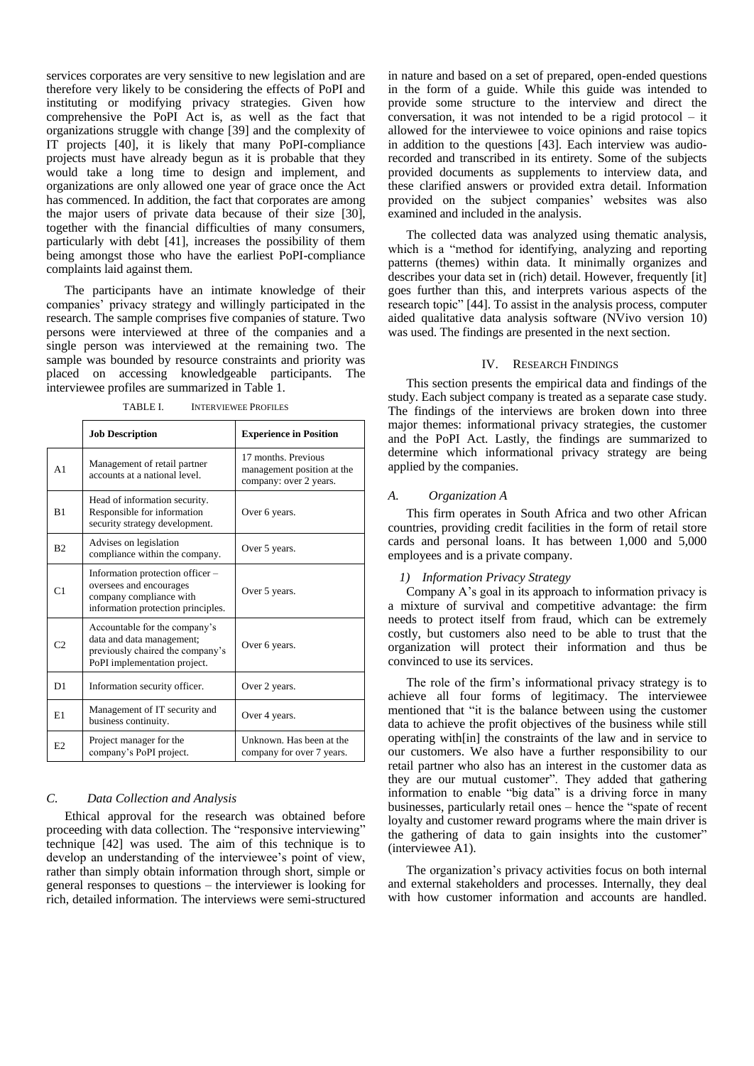services corporates are very sensitive to new legislation and are therefore very likely to be considering the effects of PoPI and instituting or modifying privacy strategies. Given how comprehensive the PoPI Act is, as well as the fact that organizations struggle with change [39] and the complexity of IT projects [40], it is likely that many PoPI-compliance projects must have already begun as it is probable that they would take a long time to design and implement, and organizations are only allowed one year of grace once the Act has commenced. In addition, the fact that corporates are among the major users of private data because of their size [30], together with the financial difficulties of many consumers, particularly with debt [41], increases the possibility of them being amongst those who have the earliest PoPI-compliance complaints laid against them.

The participants have an intimate knowledge of their companies' privacy strategy and willingly participated in the research. The sample comprises five companies of stature. Two persons were interviewed at three of the companies and a single person was interviewed at the remaining two. The sample was bounded by resource constraints and priority was placed on accessing knowledgeable participants. The interviewee profiles are summarized in Table 1.

TABLE I. INTERVIEWEE PROFILES

| | **Job Description** | **Experience in Position** |
|---|---|---|
| A1 | Management of retail partner accounts at a national level. | 17 months. Previous management position at the company: over 2 years. |
| B1 | Head of information security. Responsible for information security strategy development. | Over 6 years. |
| B2 | Advises on legislation compliance within the company. | Over 5 years. |
| C1 | Information protection officer – oversees and encourages company compliance with information protection principles. | Over 5 years. |
| C2 | Accountable for the company's data and data management; previously chaired the company's PoPI implementation project. | Over 6 years. |
| D1 | Information security officer. | Over 2 years. |
| E1 | Management of IT security and business continuity. | Over 4 years. |
| E2 | Project manager for the company's PoPI project. | Unknown. Has been at the company for over 7 years. |

### *C. Data Collection and Analysis*

Ethical approval for the research was obtained before proceeding with data collection. The "responsive interviewing" technique [42] was used. The aim of this technique is to develop an understanding of the interviewee's point of view, rather than simply obtain information through short, simple or general responses to questions – the interviewer is looking for rich, detailed information. The interviews were semi-structured in nature and based on a set of prepared, open-ended questions in the form of a guide. While this guide was intended to provide some structure to the interview and direct the conversation, it was not intended to be a rigid protocol – it allowed for the interviewee to voice opinions and raise topics in addition to the questions [43]. Each interview was audio-recorded and transcribed in its entirety. Some of the subjects provided documents as supplements to interview data, and these clarified answers or provided extra detail. Information provided on the subject companies' websites was also examined and included in the analysis.

The collected data was analyzed using thematic analysis, which is a "method for identifying, analyzing and reporting patterns (themes) within data. It minimally organizes and describes your data set in (rich) detail. However, frequently [it] goes further than this, and interprets various aspects of the research topic" [44]. To assist in the analysis process, computer aided qualitative data analysis software (NVivo version 10) was used. The findings are presented in the next section.

## IV. Research Findings

This section presents the empirical data and findings of the study. Each subject company is treated as a separate case study. The findings of the interviews are broken down into three major themes: informational privacy strategies, the customer and the PoPI Act. Lastly, the findings are summarized to determine which informational privacy strategy are being applied by the companies.

### *A. Organization A*

This firm operates in South Africa and two other African countries, providing credit facilities in the form of retail store cards and personal loans. It has between 1,000 and 5,000 employees and is a private company.

#### *1) Information Privacy Strategy*

Company A's goal in its approach to information privacy is a mixture of survival and competitive advantage: the firm needs to protect itself from fraud, which can be extremely costly, but customers also need to be able to trust that the organization will protect their information and thus be convinced to use its services.

The role of the firm's informational privacy strategy is to achieve all four forms of legitimacy. The interviewee mentioned that "it is the balance between using the customer data to achieve the profit objectives of the business while still operating with[in] the constraints of the law and in service to our customers. We also have a further responsibility to our retail partner who also has an interest in the customer data as they are our mutual customer". They added that gathering information to enable "big data" is a driving force in many businesses, particularly retail ones – hence the "spate of recent loyalty and customer reward programs where the main driver is the gathering of data to gain insights into the customer" (interviewee A1).

The organization's privacy activities focus on both internal and external stakeholders and processes. Internally, they deal with how customer information and accounts are handled.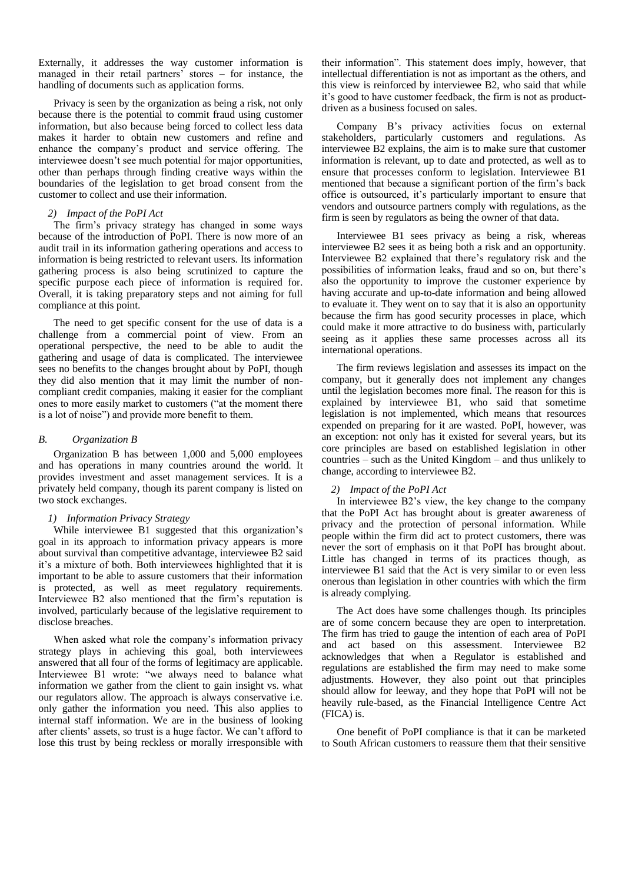Externally, it addresses the way customer information is managed in their retail partners' stores – for instance, the handling of documents such as application forms.

Privacy is seen by the organization as being a risk, not only because there is the potential to commit fraud using customer information, but also because being forced to collect less data makes it harder to obtain new customers and refine and enhance the company's product and service offering. The interviewee doesn't see much potential for major opportunities, other than perhaps through finding creative ways within the boundaries of the legislation to get broad consent from the customer to collect and use their information.

#### *2) Impact of the PoPI Act*

The firm's privacy strategy has changed in some ways because of the introduction of PoPI. There is now more of an audit trail in its information gathering operations and access to information is being restricted to relevant users. Its information gathering process is also being scrutinized to capture the specific purpose each piece of information is required for. Overall, it is taking preparatory steps and not aiming for full compliance at this point.

The need to get specific consent for the use of data is a challenge from a commercial point of view. From an operational perspective, the need to be able to audit the gathering and usage of data is complicated. The interviewee sees no benefits to the changes brought about by PoPI, though they did also mention that it may limit the number of non-compliant credit companies, making it easier for the compliant ones to more easily market to customers ("at the moment there is a lot of noise") and provide more benefit to them.

### *B. Organization B*

Organization B has between 1,000 and 5,000 employees and has operations in many countries around the world. It provides investment and asset management services. It is a privately held company, though its parent company is listed on two stock exchanges.

#### *1) Information Privacy Strategy*

While interviewee B1 suggested that this organization's goal in its approach to information privacy appears is more about survival than competitive advantage, interviewee B2 said it's a mixture of both. Both interviewees highlighted that it is important to be able to assure customers that their information is protected, as well as meet regulatory requirements. Interviewee B2 also mentioned that the firm's reputation is involved, particularly because of the legislative requirement to disclose breaches.

When asked what role the company's information privacy strategy plays in achieving this goal, both interviewees answered that all four of the forms of legitimacy are applicable. Interviewee B1 wrote: "we always need to balance what information we gather from the client to gain insight vs. what our regulators allow. The approach is always conservative i.e. only gather the information you need. This also applies to internal staff information. We are in the business of looking after clients' assets, so trust is a huge factor. We can't afford to lose this trust by being reckless or morally irresponsible with their information". This statement does imply, however, that intellectual differentiation is not as important as the others, and this view is reinforced by interviewee B2, who said that while it's good to have customer feedback, the firm is not as product-driven as a business focused on sales.

Company B's privacy activities focus on external stakeholders, particularly customers and regulations. As interviewee B2 explains, the aim is to make sure that customer information is relevant, up to date and protected, as well as to ensure that processes conform to legislation. Interviewee B1 mentioned that because a significant portion of the firm's back office is outsourced, it's particularly important to ensure that vendors and outsource partners comply with regulations, as the firm is seen by regulators as being the owner of that data.

Interviewee B1 sees privacy as being a risk, whereas interviewee B2 sees it as being both a risk and an opportunity. Interviewee B2 explained that there's regulatory risk and the possibilities of information leaks, fraud and so on, but there's also the opportunity to improve the customer experience by having accurate and up-to-date information and being allowed to evaluate it. They went on to say that it is also an opportunity because the firm has good security processes in place, which could make it more attractive to do business with, particularly seeing as it applies these same processes across all its international operations.

The firm reviews legislation and assesses its impact on the company, but it generally does not implement any changes until the legislation becomes more final. The reason for this is explained by interviewee B1, who said that sometime legislation is not implemented, which means that resources expended on preparing for it are wasted. PoPI, however, was an exception: not only has it existed for several years, but its core principles are based on established legislation in other countries – such as the United Kingdom – and thus unlikely to change, according to interviewee B2.

#### *2) Impact of the PoPI Act*

In interviewee B2's view, the key change to the company that the PoPI Act has brought about is greater awareness of privacy and the protection of personal information. While people within the firm did act to protect customers, there was never the sort of emphasis on it that PoPI has brought about. Little has changed in terms of its practices though, as interviewee B1 said that the Act is very similar to or even less onerous than legislation in other countries with which the firm is already complying.

The Act does have some challenges though. Its principles are of some concern because they are open to interpretation. The firm has tried to gauge the intention of each area of PoPI and act based on this assessment. Interviewee B2 acknowledges that when a Regulator is established and regulations are established the firm may need to make some adjustments. However, they also point out that principles should allow for leeway, and they hope that PoPI will not be heavily rule-based, as the Financial Intelligence Centre Act (FICA) is.

One benefit of PoPI compliance is that it can be marketed to South African customers to reassure them that their sensitive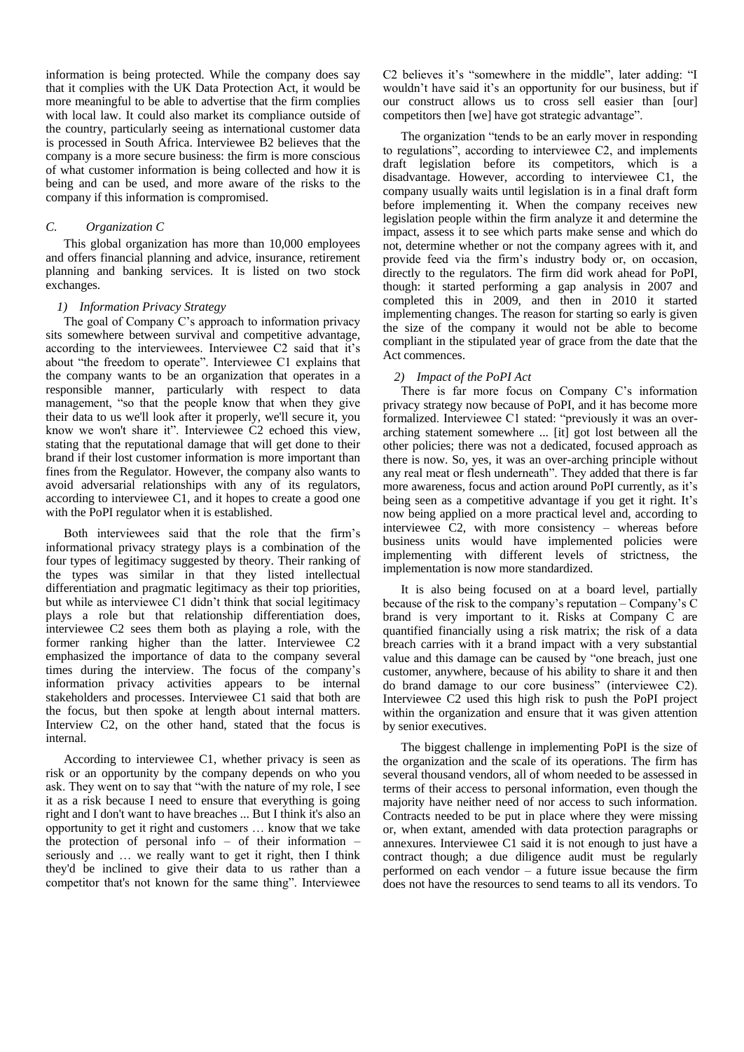information is being protected. While the company does say that it complies with the UK Data Protection Act, it would be more meaningful to be able to advertise that the firm complies with local law. It could also market its compliance outside of the country, particularly seeing as international customer data is processed in South Africa. Interviewee B2 believes that the company is a more secure business: the firm is more conscious of what customer information is being collected and how it is being and can be used, and more aware of the risks to the company if this information is compromised.

### *C. Organization C*

This global organization has more than 10,000 employees and offers financial planning and advice, insurance, retirement planning and banking services. It is listed on two stock exchanges.

#### *1) Information Privacy Strategy*

The goal of Company C's approach to information privacy sits somewhere between survival and competitive advantage, according to the interviewees. Interviewee C2 said that it's about "the freedom to operate". Interviewee C1 explains that the company wants to be an organization that operates in a responsible manner, particularly with respect to data management, "so that the people know that when they give their data to us we'll look after it properly, we'll secure it, you know we won't share it". Interviewee C2 echoed this view, stating that the reputational damage that will get done to their brand if their lost customer information is more important than fines from the Regulator. However, the company also wants to avoid adversarial relationships with any of its regulators, according to interviewee C1, and it hopes to create a good one with the PoPI regulator when it is established.

Both interviewees said that the role that the firm's informational privacy strategy plays is a combination of the four types of legitimacy suggested by theory. Their ranking of the types was similar in that they listed intellectual differentiation and pragmatic legitimacy as their top priorities, but while as interviewee C1 didn't think that social legitimacy plays a role but that relationship differentiation does, interviewee C2 sees them both as playing a role, with the former ranking higher than the latter. Interviewee C2 emphasized the importance of data to the company several times during the interview. The focus of the company's information privacy activities appears to be internal stakeholders and processes. Interviewee C1 said that both are the focus, but then spoke at length about internal matters. Interview C2, on the other hand, stated that the focus is internal.

According to interviewee C1, whether privacy is seen as risk or an opportunity by the company depends on who you ask. They went on to say that "with the nature of my role, I see it as a risk because I need to ensure that everything is going right and I don't want to have breaches ... But I think it's also an opportunity to get it right and customers … know that we take the protection of personal info – of their information – seriously and … we really want to get it right, then I think they'd be inclined to give their data to us rather than a competitor that's not known for the same thing". Interviewee C2 believes it's "somewhere in the middle", later adding: "I wouldn't have said it's an opportunity for our business, but if our construct allows us to cross sell easier than [our] competitors then [we] have got strategic advantage".

The organization "tends to be an early mover in responding to regulations", according to interviewee C2, and implements draft legislation before its competitors, which is a disadvantage. However, according to interviewee C1, the company usually waits until legislation is in a final draft form before implementing it. When the company receives new legislation people within the firm analyze it and determine the impact, assess it to see which parts make sense and which do not, determine whether or not the company agrees with it, and provide feed via the firm's industry body or, on occasion, directly to the regulators. The firm did work ahead for PoPI, though: it started performing a gap analysis in 2007 and completed this in 2009, and then in 2010 it started implementing changes. The reason for starting so early is given the size of the company it would not be able to become compliant in the stipulated year of grace from the date that the Act commences.

#### *2) Impact of the PoPI Act*

There is far more focus on Company C's information privacy strategy now because of PoPI, and it has become more formalized. Interviewee C1 stated: "previously it was an over-arching statement somewhere ... [it] got lost between all the other policies; there was not a dedicated, focused approach as there is now. So, yes, it was an over-arching principle without any real meat or flesh underneath". They added that there is far more awareness, focus and action around PoPI currently, as it's being seen as a competitive advantage if you get it right. It's now being applied on a more practical level and, according to interviewee C2, with more consistency – whereas before business units would have implemented policies were implementing with different levels of strictness, the implementation is now more standardized.

It is also being focused on at a board level, partially because of the risk to the company's reputation – Company's C brand is very important to it. Risks at Company C are quantified financially using a risk matrix; the risk of a data breach carries with it a brand impact with a very substantial value and this damage can be caused by "one breach, just one customer, anywhere, because of his ability to share it and then do brand damage to our core business" (interviewee C2). Interviewee C2 used this high risk to push the PoPI project within the organization and ensure that it was given attention by senior executives.

The biggest challenge in implementing PoPI is the size of the organization and the scale of its operations. The firm has several thousand vendors, all of whom needed to be assessed in terms of their access to personal information, even though the majority have neither need of nor access to such information. Contracts needed to be put in place where they were missing or, when extant, amended with data protection paragraphs or annexures. Interviewee C1 said it is not enough to just have a contract though; a due diligence audit must be regularly performed on each vendor – a future issue because the firm does not have the resources to send teams to all its vendors. To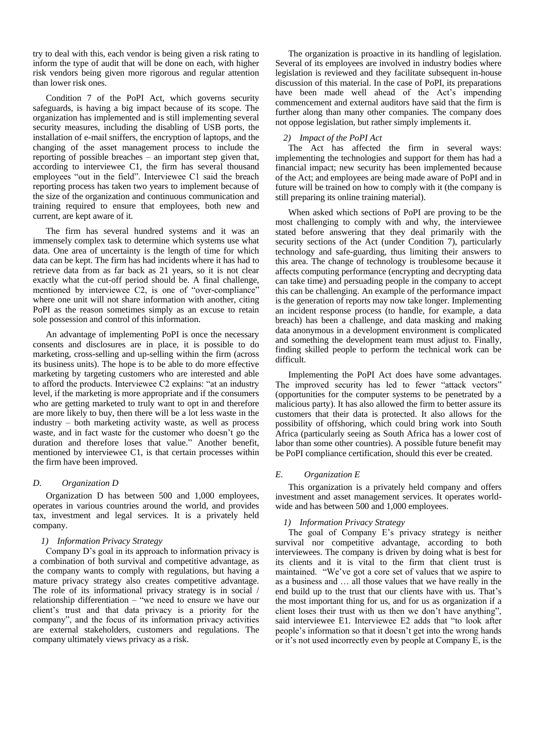try to deal with this, each vendor is being given a risk rating to inform the type of audit that will be done on each, with higher risk vendors being given more rigorous and regular attention than lower risk ones.

Condition 7 of the PoPI Act, which governs security safeguards, is having a big impact because of its scope. The organization has implemented and is still implementing several security measures, including the disabling of USB ports, the installation of e-mail sniffers, the encryption of laptops, and the changing of the asset management process to include the reporting of possible breaches – an important step given that, according to interviewee C1, the firm has several thousand employees "out in the field". Interviewee C1 said the breach reporting process has taken two years to implement because of the size of the organization and continuous communication and training required to ensure that employees, both new and current, are kept aware of it.

The firm has several hundred systems and it was an immensely complex task to determine which systems use what data. One area of uncertainty is the length of time for which data can be kept. The firm has had incidents where it has had to retrieve data from as far back as 21 years, so it is not clear exactly what the cut-off period should be. A final challenge, mentioned by interviewee C2, is one of "over-compliance" where one unit will not share information with another, citing PoPI as the reason sometimes simply as an excuse to retain sole possession and control of this information.

An advantage of implementing PoPI is once the necessary consents and disclosures are in place, it is possible to do marketing, cross-selling and up-selling within the firm (across its business units). The hope is to be able to do more effective marketing by targeting customers who are interested and able to afford the products. Interviewee C2 explains: "at an industry level, if the marketing is more appropriate and if the consumers who are getting marketed to truly want to opt in and therefore are more likely to buy, then there will be a lot less waste in the industry – both marketing activity waste, as well as process waste, and in fact waste for the customer who doesn't go the duration and therefore loses that value." Another benefit, mentioned by interviewee C1, is that certain processes within the firm have been improved.

### *D. Organization D*

Organization D has between 500 and 1,000 employees, operates in various countries around the world, and provides tax, investment and legal services. It is a privately held company.

#### *1) Information Privacy Strategy*

Company D's goal in its approach to information privacy is a combination of both survival and competitive advantage, as the company wants to comply with regulations, but having a mature privacy strategy also creates competitive advantage. The role of its informational privacy strategy is in social / relationship differentiation – "we need to ensure we have our client's trust and that data privacy is a priority for the company", and the focus of its information privacy activities are external stakeholders, customers and regulations. The company ultimately views privacy as a risk.

The organization is proactive in its handling of legislation. Several of its employees are involved in industry bodies where legislation is reviewed and they facilitate subsequent in-house discussion of this material. In the case of PoPI, its preparations have been made well ahead of the Act's impending commencement and external auditors have said that the firm is further along than many other companies. The company does not oppose legislation, but rather simply implements it.

#### *2) Impact of the PoPI Act*

The Act has affected the firm in several ways: implementing the technologies and support for them has had a financial impact; new security has been implemented because of the Act; and employees are being made aware of PoPI and in future will be trained on how to comply with it (the company is still preparing its online training material).

When asked which sections of PoPI are proving to be the most challenging to comply with and why, the interviewee stated before answering that they deal primarily with the security sections of the Act (under Condition 7), particularly technology and safe-guarding, thus limiting their answers to this area. The change of technology is troublesome because it affects computing performance (encrypting and decrypting data can take time) and persuading people in the company to accept this can be challenging. An example of the performance impact is the generation of reports may now take longer. Implementing an incident response process (to handle, for example, a data breach) has been a challenge, and data masking and making data anonymous in a development environment is complicated and something the development team must adjust to. Finally, finding skilled people to perform the technical work can be difficult.

Implementing the PoPI Act does have some advantages. The improved security has led to fewer "attack vectors" (opportunities for the computer systems to be penetrated by a malicious party). It has also allowed the firm to better assure its customers that their data is protected. It also allows for the possibility of offshoring, which could bring work into South Africa (particularly seeing as South Africa has a lower cost of labor than some other countries). A possible future benefit may be PoPI compliance certification, should this ever be created.

### *E. Organization E*

This organization is a privately held company and offers investment and asset management services. It operates world-wide and has between 500 and 1,000 employees.

#### *1) Information Privacy Strategy*

The goal of Company E's privacy strategy is neither survival nor competitive advantage, according to both interviewees. The company is driven by doing what is best for its clients and it is vital to the firm that client trust is maintained. "We've got a core set of values that we aspire to as a business and … all those values that we have really in the end build up to the trust that our clients have with us. That's the most important thing for us, and for us as organization if a client loses their trust with us then we don't have anything", said interviewee E1. Interviewee E2 adds that "to look after people's information so that it doesn't get into the wrong hands or it's not used incorrectly even by people at Company E, is the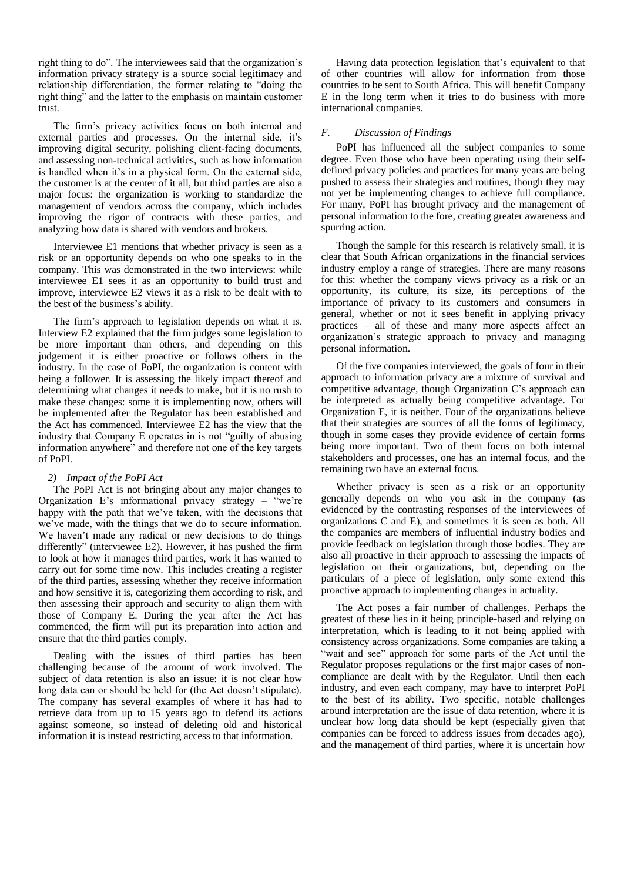right thing to do". The interviewees said that the organization's information privacy strategy is a source social legitimacy and relationship differentiation, the former relating to "doing the right thing" and the latter to the emphasis on maintain customer trust.

The firm's privacy activities focus on both internal and external parties and processes. On the internal side, it's improving digital security, polishing client-facing documents, and assessing non-technical activities, such as how information is handled when it's in a physical form. On the external side, the customer is at the center of it all, but third parties are also a major focus: the organization is working to standardize the management of vendors across the company, which includes improving the rigor of contracts with these parties, and analyzing how data is shared with vendors and brokers.

Interviewee E1 mentions that whether privacy is seen as a risk or an opportunity depends on who one speaks to in the company. This was demonstrated in the two interviews: while interviewee E1 sees it as an opportunity to build trust and improve, interviewee E2 views it as a risk to be dealt with to the best of the business's ability.

The firm's approach to legislation depends on what it is. Interview E2 explained that the firm judges some legislation to be more important than others, and depending on this judgement it is either proactive or follows others in the industry. In the case of PoPI, the organization is content with being a follower. It is assessing the likely impact thereof and determining what changes it needs to make, but it is no rush to make these changes: some it is implementing now, others will be implemented after the Regulator has been established and the Act has commenced. Interviewee E2 has the view that the industry that Company E operates in is not "guilty of abusing information anywhere" and therefore not one of the key targets of PoPI.

#### 2) Impact of the PoPI Act

The PoPI Act is not bringing about any major changes to Organization E's informational privacy strategy – "we're happy with the path that we've taken, with the decisions that we've made, with the things that we do to secure information. We haven't made any radical or new decisions to do things differently" (interviewee E2). However, it has pushed the firm to look at how it manages third parties, work it has wanted to carry out for some time now. This includes creating a register of the third parties, assessing whether they receive information and how sensitive it is, categorizing them according to risk, and then assessing their approach and security to align them with those of Company E. During the year after the Act has commenced, the firm will put its preparation into action and ensure that the third parties comply.

Dealing with the issues of third parties has been challenging because of the amount of work involved. The subject of data retention is also an issue: it is not clear how long data can or should be held for (the Act doesn't stipulate). The company has several examples of where it has had to retrieve data from up to 15 years ago to defend its actions against someone, so instead of deleting old and historical information it is instead restricting access to that information.

Having data protection legislation that's equivalent to that of other countries will allow for information from those countries to be sent to South Africa. This will benefit Company E in the long term when it tries to do business with more international companies.

### F. Discussion of Findings

PoPI has influenced all the subject companies to some degree. Even those who have been operating using their self-defined privacy policies and practices for many years are being pushed to assess their strategies and routines, though they may not yet be implementing changes to achieve full compliance. For many, PoPI has brought privacy and the management of personal information to the fore, creating greater awareness and spurring action.

Though the sample for this research is relatively small, it is clear that South African organizations in the financial services industry employ a range of strategies. There are many reasons for this: whether the company views privacy as a risk or an opportunity, its culture, its size, its perceptions of the importance of privacy to its customers and consumers in general, whether or not it sees benefit in applying privacy practices – all of these and many more aspects affect an organization's strategic approach to privacy and managing personal information.

Of the five companies interviewed, the goals of four in their approach to information privacy are a mixture of survival and competitive advantage, though Organization C's approach can be interpreted as actually being competitive advantage. For Organization E, it is neither. Four of the organizations believe that their strategies are sources of all the forms of legitimacy, though in some cases they provide evidence of certain forms being more important. Two of them focus on both internal stakeholders and processes, one has an internal focus, and the remaining two have an external focus.

Whether privacy is seen as a risk or an opportunity generally depends on who you ask in the company (as evidenced by the contrasting responses of the interviewees of organizations C and E), and sometimes it is seen as both. All the companies are members of influential industry bodies and provide feedback on legislation through those bodies. They are also all proactive in their approach to assessing the impacts of legislation on their organizations, but, depending on the particulars of a piece of legislation, only some extend this proactive approach to implementing changes in actuality.

The Act poses a fair number of challenges. Perhaps the greatest of these lies in it being principle-based and relying on interpretation, which is leading to it not being applied with consistency across organizations. Some companies are taking a "wait and see" approach for some parts of the Act until the Regulator proposes regulations or the first major cases of non-compliance are dealt with by the Regulator. Until then each industry, and even each company, may have to interpret PoPI to the best of its ability. Two specific, notable challenges around interpretation are the issue of data retention, where it is unclear how long data should be kept (especially given that companies can be forced to address issues from decades ago), and the management of third parties, where it is uncertain how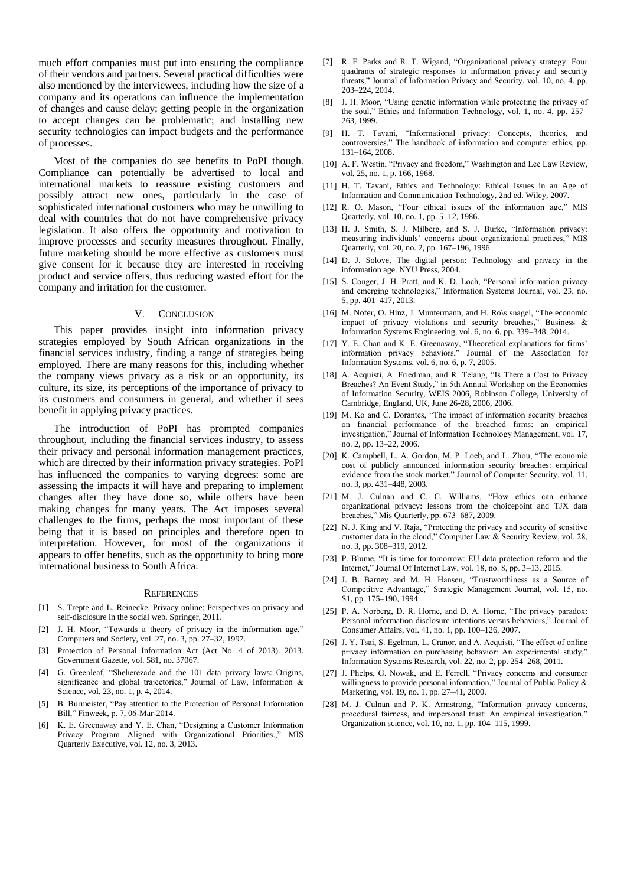much effort companies must put into ensuring the compliance of their vendors and partners. Several practical difficulties were also mentioned by the interviewees, including how the size of a company and its operations can influence the implementation of changes and cause delay; getting people in the organization to accept changes can be problematic; and installing new security technologies can impact budgets and the performance of processes.

Most of the companies do see benefits to PoPI though. Compliance can potentially be advertised to local and international markets to reassure existing customers and possibly attract new ones, particularly in the case of sophisticated international customers who may be unwilling to deal with countries that do not have comprehensive privacy legislation. It also offers the opportunity and motivation to improve processes and security measures throughout. Finally, future marketing should be more effective as customers must give consent for it because they are interested in receiving product and service offers, thus reducing wasted effort for the company and irritation for the customer.

## V. Conclusion

This paper provides insight into information privacy strategies employed by South African organizations in the financial services industry, finding a range of strategies being employed. There are many reasons for this, including whether the company views privacy as a risk or an opportunity, its culture, its size, its perceptions of the importance of privacy to its customers and consumers in general, and whether it sees benefit in applying privacy practices.

The introduction of PoPI has prompted companies throughout, including the financial services industry, to assess their privacy and personal information management practices, which are directed by their information privacy strategies. PoPI has influenced the companies to varying degrees: some are assessing the impacts it will have and preparing to implement changes after they have done so, while others have been making changes for many years. The Act imposes several challenges to the firms, perhaps the most important of these being that it is based on principles and therefore open to interpretation. However, for most of the organizations it appears to offer benefits, such as the opportunity to bring more international business to South Africa.

## References

[1] S. Trepte and L. Reinecke, Privacy online: Perspectives on privacy and self-disclosure in the social web. Springer, 2011.

[2] J. H. Moor, "Towards a theory of privacy in the information age," Computers and Society, vol. 27, no. 3, pp. 27–32, 1997.

[3] Protection of Personal Information Act (Act No. 4 of 2013). 2013. Government Gazette, vol. 581, no. 37067.

[4] G. Greenleaf, "Sheherezade and the 101 data privacy laws: Origins, significance and global trajectories," Journal of Law, Information & Science, vol. 23, no. 1, p. 4, 2014.

[5] B. Burmeister, "Pay attention to the Protection of Personal Information Bill," Finweek, p. 7, 06-Mar-2014.

[6] K. E. Greenaway and Y. E. Chan, "Designing a Customer Information Privacy Program Aligned with Organizational Priorities.," MIS Quarterly Executive, vol. 12, no. 3, 2013.

[7] R. F. Parks and R. T. Wigand, "Organizational privacy strategy: Four quadrants of strategic responses to information privacy and security threats," Journal of Information Privacy and Security, vol. 10, no. 4, pp. 203–224, 2014.

[8] J. H. Moor, "Using genetic information while protecting the privacy of the soul," Ethics and Information Technology, vol. 1, no. 4, pp. 257–263, 1999.

[9] H. T. Tavani, "Informational privacy: Concepts, theories, and controversies," The handbook of information and computer ethics, pp. 131–164, 2008.

[10] A. F. Westin, "Privacy and freedom," Washington and Lee Law Review, vol. 25, no. 1, p. 166, 1968.

[11] H. T. Tavani, Ethics and Technology: Ethical Issues in an Age of Information and Communication Technology, 2nd ed. Wiley, 2007.

[12] R. O. Mason, "Four ethical issues of the information age," MIS Quarterly, vol. 10, no. 1, pp. 5–12, 1986.

[13] H. J. Smith, S. J. Milberg, and S. J. Burke, "Information privacy: measuring individuals' concerns about organizational practices," MIS Quarterly, vol. 20, no. 2, pp. 167–196, 1996.

[14] D. J. Solove, The digital person: Technology and privacy in the information age. NYU Press, 2004.

[15] S. Conger, J. H. Pratt, and K. D. Loch, "Personal information privacy and emerging technologies," Information Systems Journal, vol. 23, no. 5, pp. 401–417, 2013.

[16] M. Nofer, O. Hinz, J. Muntermann, and H. Ro\s snagel, "The economic impact of privacy violations and security breaches," Business & Information Systems Engineering, vol. 6, no. 6, pp. 339–348, 2014.

[17] Y. E. Chan and K. E. Greenaway, "Theoretical explanations for firms' information privacy behaviors," Journal of the Association for Information Systems, vol. 6, no. 6, p. 7, 2005.

[18] A. Acquisti, A. Friedman, and R. Telang, "Is There a Cost to Privacy Breaches? An Event Study," in 5th Annual Workshop on the Economics of Information Security, WEIS 2006, Robinson College, University of Cambridge, England, UK, June 26-28, 2006, 2006.

[19] M. Ko and C. Dorantes, "The impact of information security breaches on financial performance of the breached firms: an empirical investigation," Journal of Information Technology Management, vol. 17, no. 2, pp. 13–22, 2006.

[20] K. Campbell, L. A. Gordon, M. P. Loeb, and L. Zhou, "The economic cost of publicly announced information security breaches: empirical evidence from the stock market," Journal of Computer Security, vol. 11, no. 3, pp. 431–448, 2003.

[21] M. J. Culnan and C. C. Williams, "How ethics can enhance organizational privacy: lessons from the choicepoint and TJX data breaches," Mis Quarterly, pp. 673–687, 2009.

[22] N. J. King and V. Raja, "Protecting the privacy and security of sensitive customer data in the cloud," Computer Law & Security Review, vol. 28, no. 3, pp. 308–319, 2012.

[23] P. Blume, "It is time for tomorrow: EU data protection reform and the Internet," Journal Of Internet Law, vol. 18, no. 8, pp. 3–13, 2015.

[24] J. B. Barney and M. H. Hansen, "Trustworthiness as a Source of Competitive Advantage," Strategic Management Journal, vol. 15, no. S1, pp. 175–190, 1994.

[25] P. A. Norberg, D. R. Horne, and D. A. Horne, "The privacy paradox: Personal information disclosure intentions versus behaviors," Journal of Consumer Affairs, vol. 41, no. 1, pp. 100–126, 2007.

[26] J. Y. Tsai, S. Egelman, L. Cranor, and A. Acquisti, "The effect of online privacy information on purchasing behavior: An experimental study," Information Systems Research, vol. 22, no. 2, pp. 254–268, 2011.

[27] J. Phelps, G. Nowak, and E. Ferrell, "Privacy concerns and consumer willingness to provide personal information," Journal of Public Policy & Marketing, vol. 19, no. 1, pp. 27–41, 2000.

[28] M. J. Culnan and P. K. Armstrong, "Information privacy concerns, procedural fairness, and impersonal trust: An empirical investigation," Organization science, vol. 10, no. 1, pp. 104–115, 1999.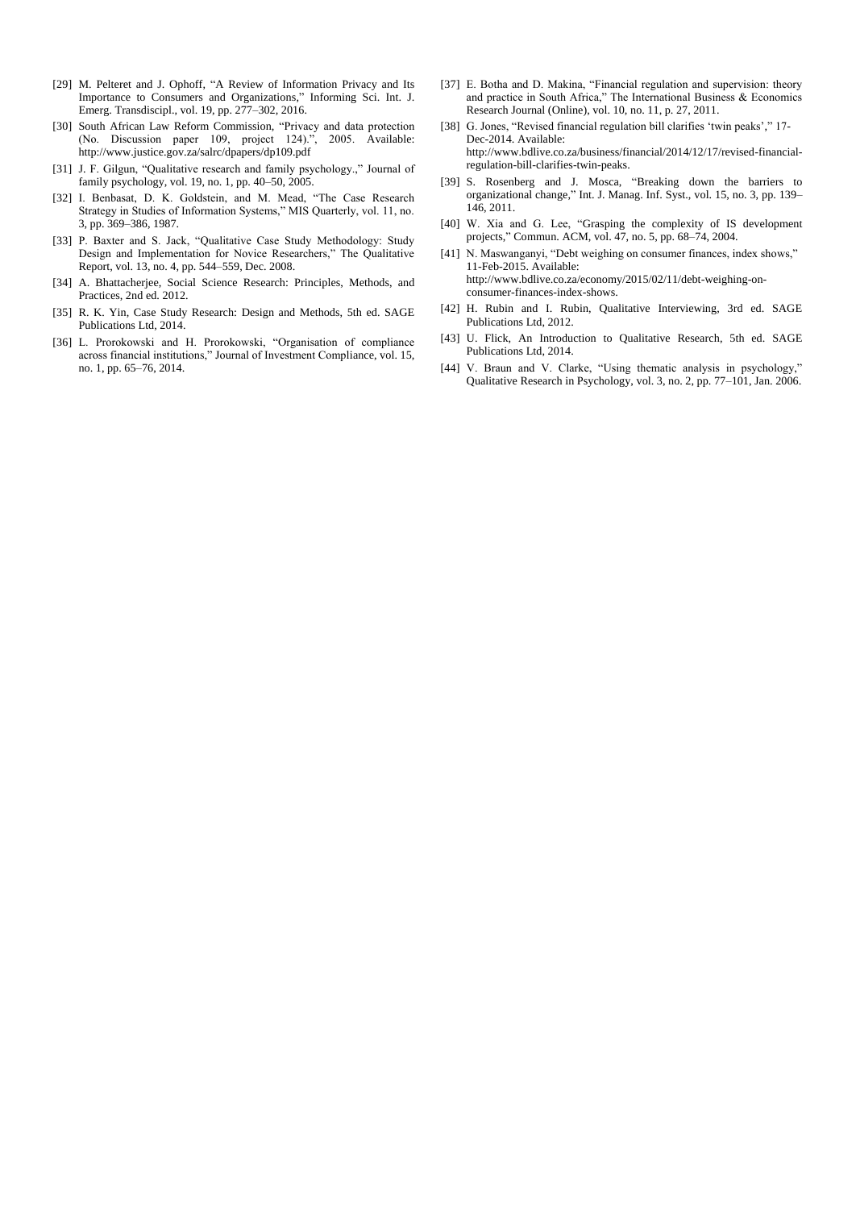[29] M. Pelteret and J. Ophoff, "A Review of Information Privacy and Its Importance to Consumers and Organizations," Informing Sci. Int. J. Emerg. Transdiscipl., vol. 19, pp. 277–302, 2016.

[30] South African Law Reform Commission, "Privacy and data protection (No. Discussion paper 109, project 124).", 2005. Available: http://www.justice.gov.za/salrc/dpapers/dp109.pdf

[31] J. F. Gilgun, "Qualitative research and family psychology.," Journal of family psychology, vol. 19, no. 1, pp. 40–50, 2005.

[32] I. Benbasat, D. K. Goldstein, and M. Mead, "The Case Research Strategy in Studies of Information Systems," MIS Quarterly, vol. 11, no. 3, pp. 369–386, 1987.

[33] P. Baxter and S. Jack, "Qualitative Case Study Methodology: Study Design and Implementation for Novice Researchers," The Qualitative Report, vol. 13, no. 4, pp. 544–559, Dec. 2008.

[34] A. Bhattacherjee, Social Science Research: Principles, Methods, and Practices, 2nd ed. 2012.

[35] R. K. Yin, Case Study Research: Design and Methods, 5th ed. SAGE Publications Ltd, 2014.

[36] L. Prorokowski and H. Prorokowski, "Organisation of compliance across financial institutions," Journal of Investment Compliance, vol. 15, no. 1, pp. 65–76, 2014.

[37] E. Botha and D. Makina, "Financial regulation and supervision: theory and practice in South Africa," The International Business & Economics Research Journal (Online), vol. 10, no. 11, p. 27, 2011.

[38] G. Jones, "Revised financial regulation bill clarifies 'twin peaks'," 17-Dec-2014. Available: http://www.bdlive.co.za/business/financial/2014/12/17/revised-financial-regulation-bill-clarifies-twin-peaks.

[39] S. Rosenberg and J. Mosca, "Breaking down the barriers to organizational change," Int. J. Manag. Inf. Syst., vol. 15, no. 3, pp. 139–146, 2011.

[40] W. Xia and G. Lee, "Grasping the complexity of IS development projects," Commun. ACM, vol. 47, no. 5, pp. 68–74, 2004.

[41] N. Maswanganyi, "Debt weighing on consumer finances, index shows," 11-Feb-2015. Available: http://www.bdlive.co.za/economy/2015/02/11/debt-weighing-on-consumer-finances-index-shows.

[42] H. Rubin and I. Rubin, Qualitative Interviewing, 3rd ed. SAGE Publications Ltd, 2012.

[43] U. Flick, An Introduction to Qualitative Research, 5th ed. SAGE Publications Ltd, 2014.

[44] V. Braun and V. Clarke, "Using thematic analysis in psychology," Qualitative Research in Psychology, vol. 3, no. 2, pp. 77–101, Jan. 2006.